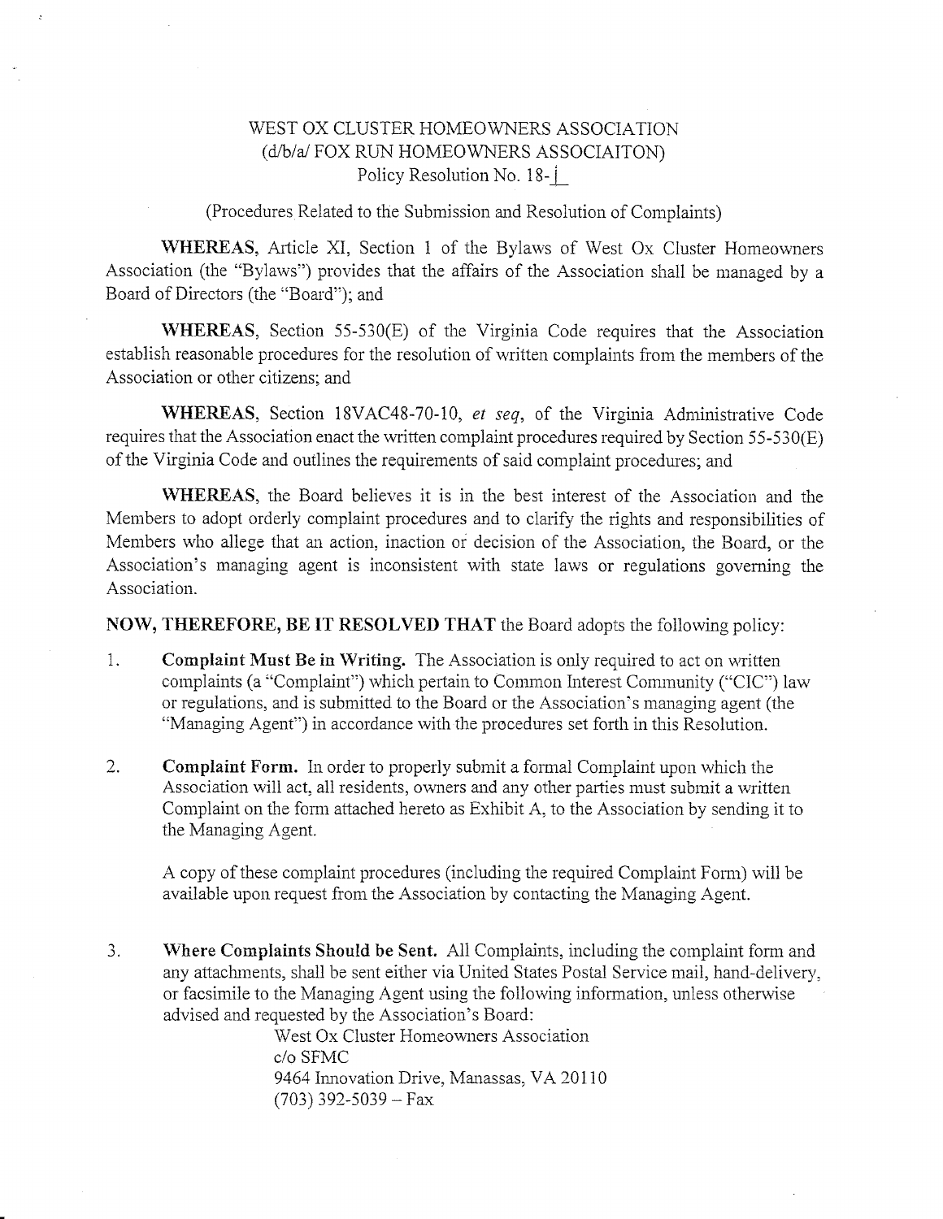# WEST OX CLUSTER HOMEOWNERS ASSOCIATION
## (d/b/a/ FOX RUN HOMEOWNERS ASSOCIAITON)
### Policy Resolution No. 18-1

(Procedures Related to the Submission and Resolution of Complaints)

**WHEREAS**, Article XI, Section 1 of the Bylaws of West Ox Cluster Homeowners Association (the "Bylaws") provides that the affairs of the Association shall be managed by a Board of Directors (the "Board"); and

**WHEREAS**, Section 55-530(E) of the Virginia Code requires that the Association establish reasonable procedures for the resolution of written complaints from the members of the Association or other citizens; and

**WHEREAS**, Section 18VAC48-70-10, *et seq*, of the Virginia Administrative Code requires that the Association enact the written complaint procedures required by Section 55-530(E) of the Virginia Code and outlines the requirements of said complaint procedures; and

**WHEREAS**, the Board believes it is in the best interest of the Association and the Members to adopt orderly complaint procedures and to clarify the rights and responsibilities of Members who allege that an action, inaction or decision of the Association, the Board, or the Association's managing agent is inconsistent with state laws or regulations governing the Association.

**NOW, THEREFORE, BE IT RESOLVED THAT** the Board adopts the following policy:

1. **Complaint Must Be in Writing.** The Association is only required to act on written complaints (a "Complaint") which pertain to Common Interest Community ("CIC") law or regulations, and is submitted to the Board or the Association's managing agent (the "Managing Agent") in accordance with the procedures set forth in this Resolution.

2. **Complaint Form.** In order to properly submit a formal Complaint upon which the Association will act, all residents, owners and any other parties must submit a written Complaint on the form attached hereto as Exhibit A, to the Association by sending it to the Managing Agent.

   A copy of these complaint procedures (including the required Complaint Form) will be available upon request from the Association by contacting the Managing Agent.

3. **Where Complaints Should be Sent.** All Complaints, including the complaint form and any attachments, shall be sent either via United States Postal Service mail, hand-delivery, or facsimile to the Managing Agent using the following information, unless otherwise advised and requested by the Association's Board:

   West Ox Cluster Homeowners Association
   c/o SFMC
   9464 Innovation Drive, Manassas, VA 20110
   (703) 392-5039 – Fax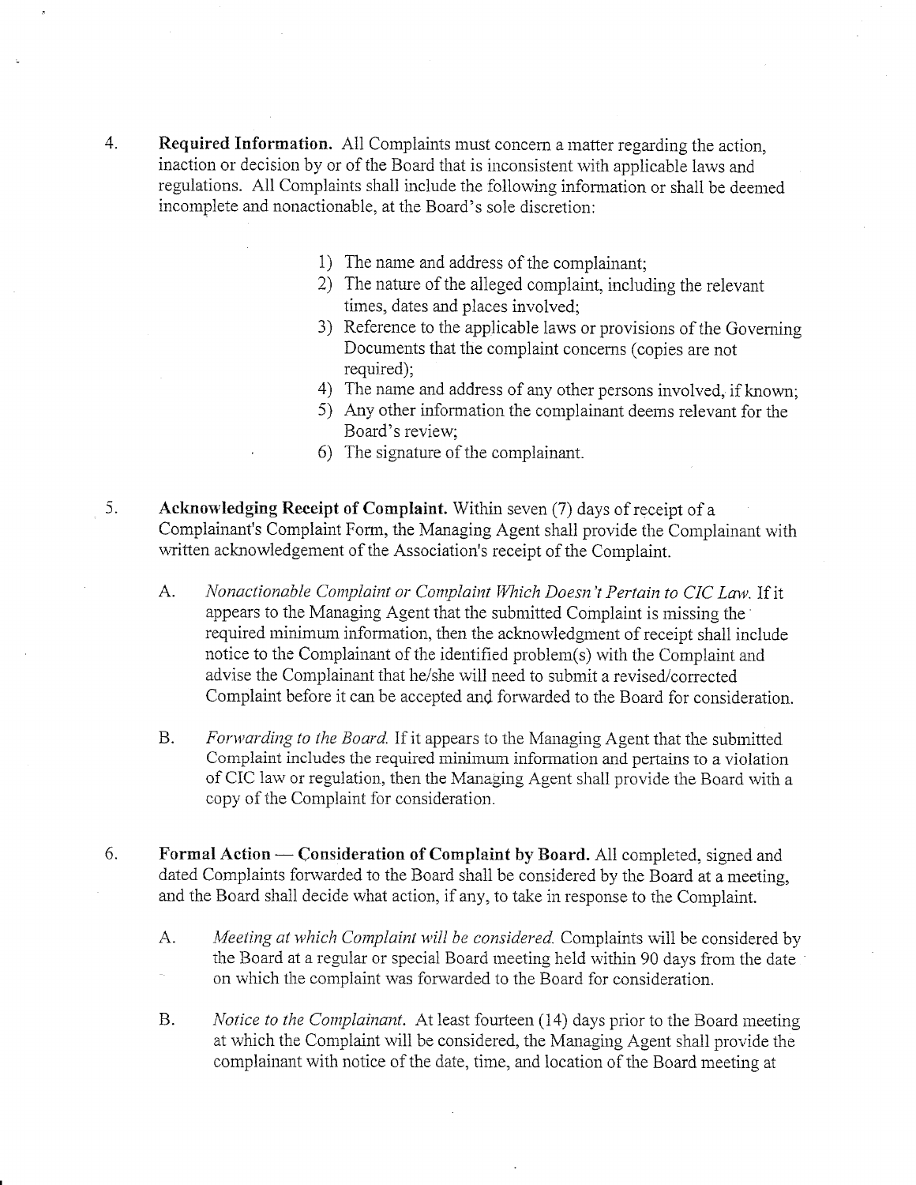4. **Required Information.** All Complaints must concern a matter regarding the action, inaction or decision by or of the Board that is inconsistent with applicable laws and regulations. All Complaints shall include the following information or shall be deemed incomplete and nonactionable, at the Board's sole discretion:

   1) The name and address of the complainant;
   2) The nature of the alleged complaint, including the relevant times, dates and places involved;
   3) Reference to the applicable laws or provisions of the Governing Documents that the complaint concerns (copies are not required);
   4) The name and address of any other persons involved, if known;
   5) Any other information the complainant deems relevant for the Board's review;
   6) The signature of the complainant.

5. **Acknowledging Receipt of Complaint.** Within seven (7) days of receipt of a Complainant's Complaint Form, the Managing Agent shall provide the Complainant with written acknowledgement of the Association's receipt of the Complaint.

   A. *Nonactionable Complaint or Complaint Which Doesn't Pertain to CIC Law.* If it appears to the Managing Agent that the submitted Complaint is missing the required minimum information, then the acknowledgment of receipt shall include notice to the Complainant of the identified problem(s) with the Complaint and advise the Complainant that he/she will need to submit a revised/corrected Complaint before it can be accepted and forwarded to the Board for consideration.

   B. *Forwarding to the Board.* If it appears to the Managing Agent that the submitted Complaint includes the required minimum information and pertains to a violation of CIC law or regulation, then the Managing Agent shall provide the Board with a copy of the Complaint for consideration.

6. **Formal Action — Consideration of Complaint by Board.** All completed, signed and dated Complaints forwarded to the Board shall be considered by the Board at a meeting, and the Board shall decide what action, if any, to take in response to the Complaint.

   A. *Meeting at which Complaint will be considered.* Complaints will be considered by the Board at a regular or special Board meeting held within 90 days from the date on which the complaint was forwarded to the Board for consideration.

   B. *Notice to the Complainant.* At least fourteen (14) days prior to the Board meeting at which the Complaint will be considered, the Managing Agent shall provide the complainant with notice of the date, time, and location of the Board meeting at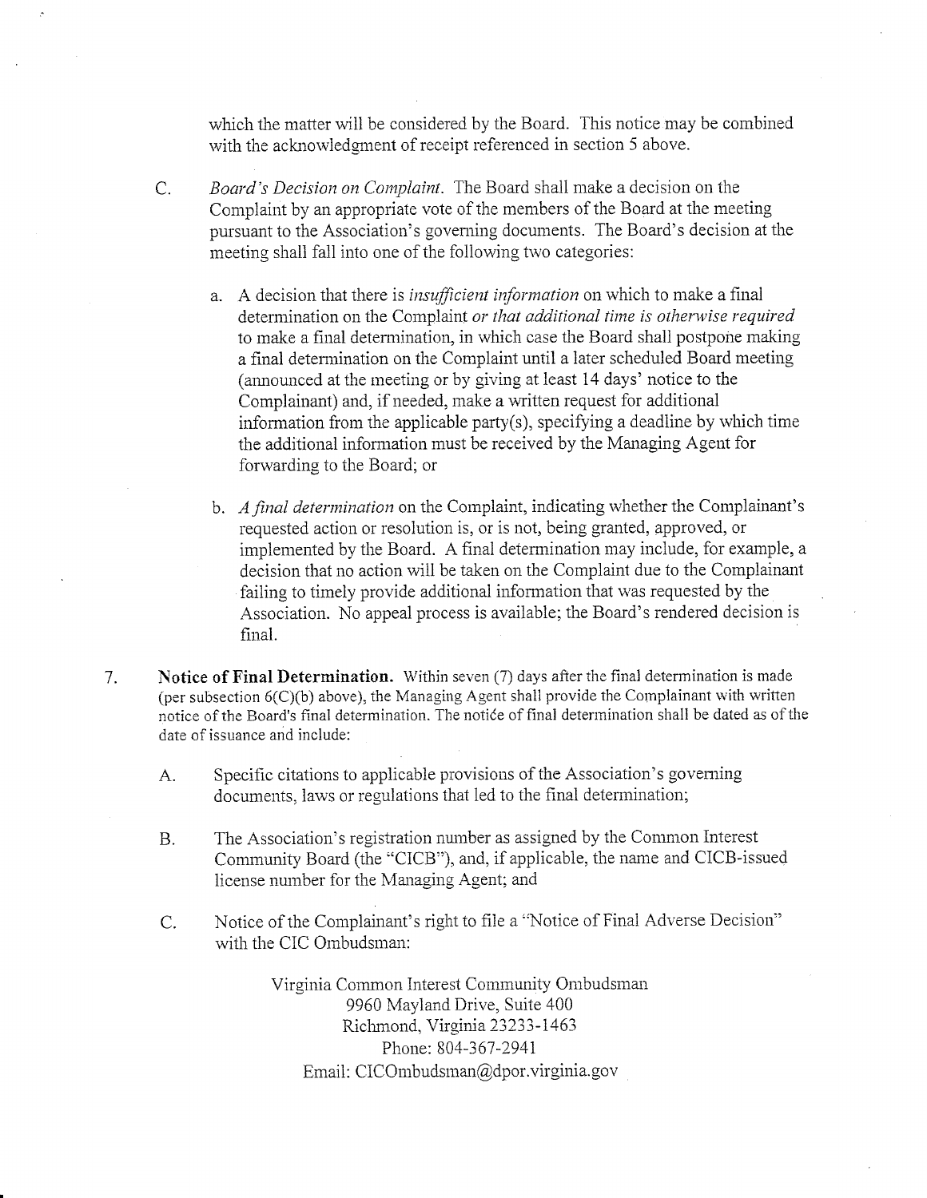which the matter will be considered by the Board. This notice may be combined with the acknowledgment of receipt referenced in section 5 above.

C. *Board's Decision on Complaint.* The Board shall make a decision on the Complaint by an appropriate vote of the members of the Board at the meeting pursuant to the Association's governing documents. The Board's decision at the meeting shall fall into one of the following two categories:

a. A decision that there is *insufficient information* on which to make a final determination on the Complaint *or that additional time is otherwise required* to make a final determination, in which case the Board shall postpone making a final determination on the Complaint until a later scheduled Board meeting (announced at the meeting or by giving at least 14 days' notice to the Complainant) and, if needed, make a written request for additional information from the applicable party(s), specifying a deadline by which time the additional information must be received by the Managing Agent for forwarding to the Board; or

b. *A final determination* on the Complaint, indicating whether the Complainant's requested action or resolution is, or is not, being granted, approved, or implemented by the Board. A final determination may include, for example, a decision that no action will be taken on the Complaint due to the Complainant failing to timely provide additional information that was requested by the Association. No appeal process is available; the Board's rendered decision is final.

7. **Notice of Final Determination.** Within seven (7) days after the final determination is made (per subsection 6(C)(b) above), the Managing Agent shall provide the Complainant with written notice of the Board's final determination. The notice of final determination shall be dated as of the date of issuance and include:

A. Specific citations to applicable provisions of the Association's governing documents, laws or regulations that led to the final determination;

B. The Association's registration number as assigned by the Common Interest Community Board (the "CICB"), and, if applicable, the name and CICB-issued license number for the Managing Agent; and

C. Notice of the Complainant's right to file a "Notice of Final Adverse Decision" with the CIC Ombudsman:

Virginia Common Interest Community Ombudsman
9960 Mayland Drive, Suite 400
Richmond, Virginia 23233-1463
Phone: 804-367-2941
Email: CICOmbudsman@dpor.virginia.gov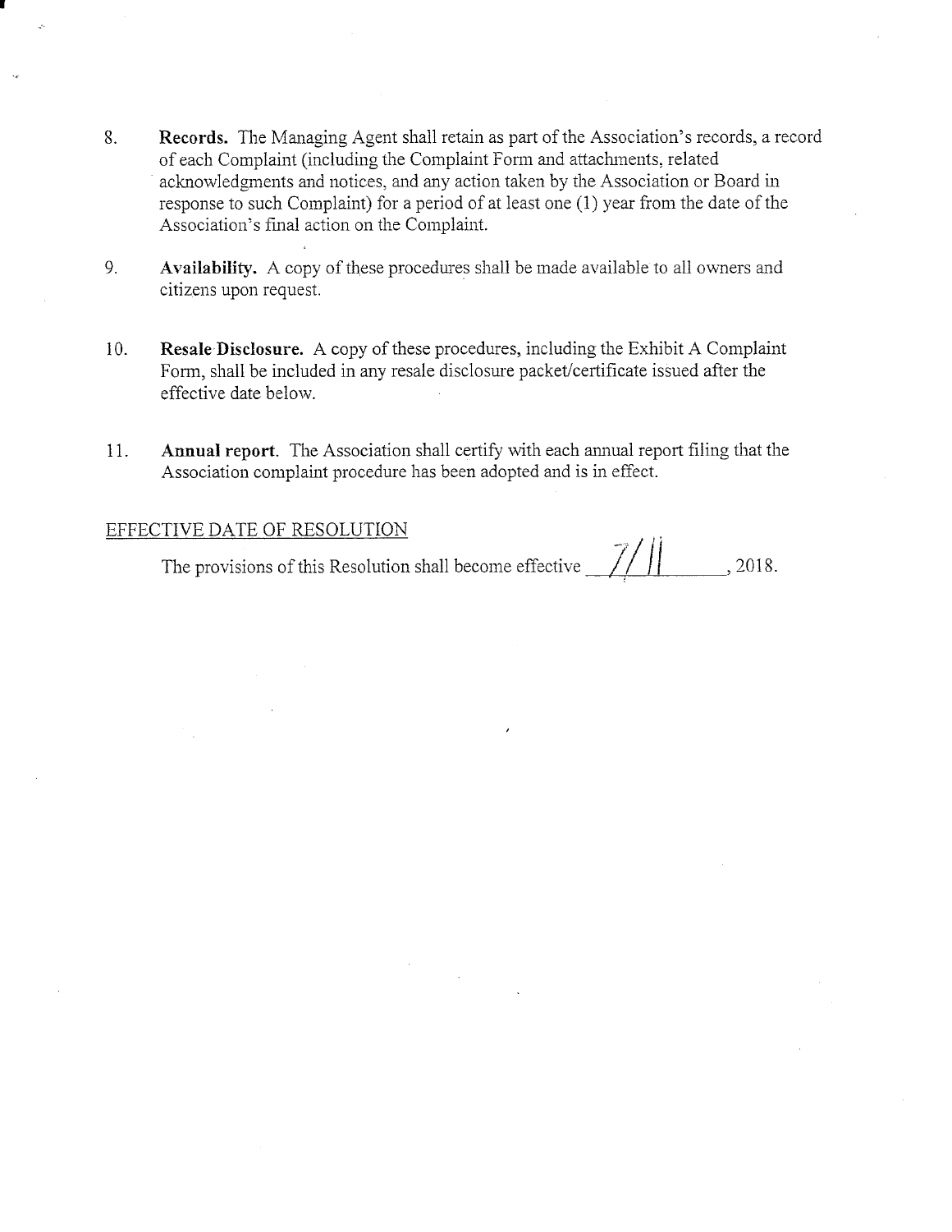8. **Records.** The Managing Agent shall retain as part of the Association's records, a record of each Complaint (including the Complaint Form and attachments, related acknowledgments and notices, and any action taken by the Association or Board in response to such Complaint) for a period of at least one (1) year from the date of the Association's final action on the Complaint.

9. **Availability.** A copy of these procedures shall be made available to all owners and citizens upon request.

10. **Resale Disclosure.** A copy of these procedures, including the Exhibit A Complaint Form, shall be included in any resale disclosure packet/certificate issued after the effective date below.

11. **Annual report**. The Association shall certify with each annual report filing that the Association complaint procedure has been adopted and is in effect.

EFFECTIVE DATE OF RESOLUTION

The provisions of this Resolution shall become effective 7/11, 2018.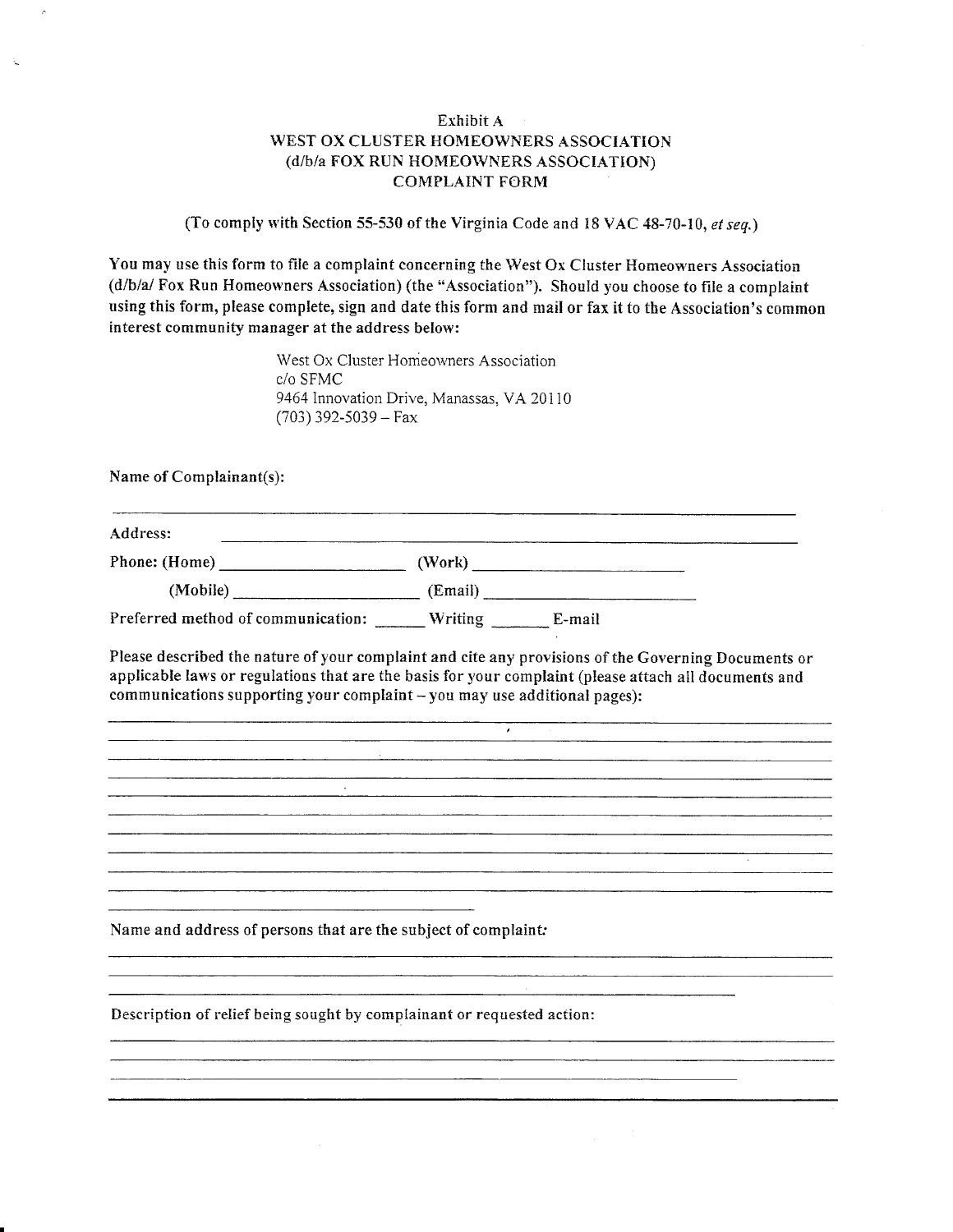Exhibit A

# WEST OX CLUSTER HOMEOWNERS ASSOCIATION (d/b/a FOX RUN HOMEOWNERS ASSOCIATION) COMPLAINT FORM

(To comply with Section 55-530 of the Virginia Code and 18 VAC 48-70-10, *et seq.*)

**You may use this form to file a complaint concerning the West Ox Cluster Homeowners Association (d/b/a/ Fox Run Homeowners Association) (the "Association"). Should you choose to file a complaint using this form, please complete, sign and date this form and mail or fax it to the Association's common interest community manager at the address below:**

West Ox Cluster Homeowners Association
c/o SFMC
9464 Innovation Drive, Manassas, VA 20110
(703) 392-5039 – Fax

**Name of Complainant(s):**

______________________________________________________________________

**Address:** __________________________________________________________

**Phone: (Home)** ____________________ **(Work)** ____________________

**(Mobile)** ____________________ **(Email)** ____________________

**Preferred method of communication:** ______ **Writing** ______ **E-mail**

**Please described the nature of your complaint and cite any provisions of the Governing Documents or applicable laws or regulations that are the basis for your complaint (please attach all documents and communications supporting your complaint – you may use additional pages):**

______________________________________________________________________

______________________________________________________________________

______________________________________________________________________

______________________________________________________________________

______________________________________________________________________

______________________________________________________________________

______________________________________________________________________

______________________________________________________________________

______________________________________________________________________

______________________________________________________________________

______________________________

**Name and address of persons that are the subject of complaint:**

______________________________________________________________________

______________________________________________________________________

______________________________________________________________________

**Description of relief being sought by complainant or requested action:**

______________________________________________________________________

______________________________________________________________________

______________________________________________________________________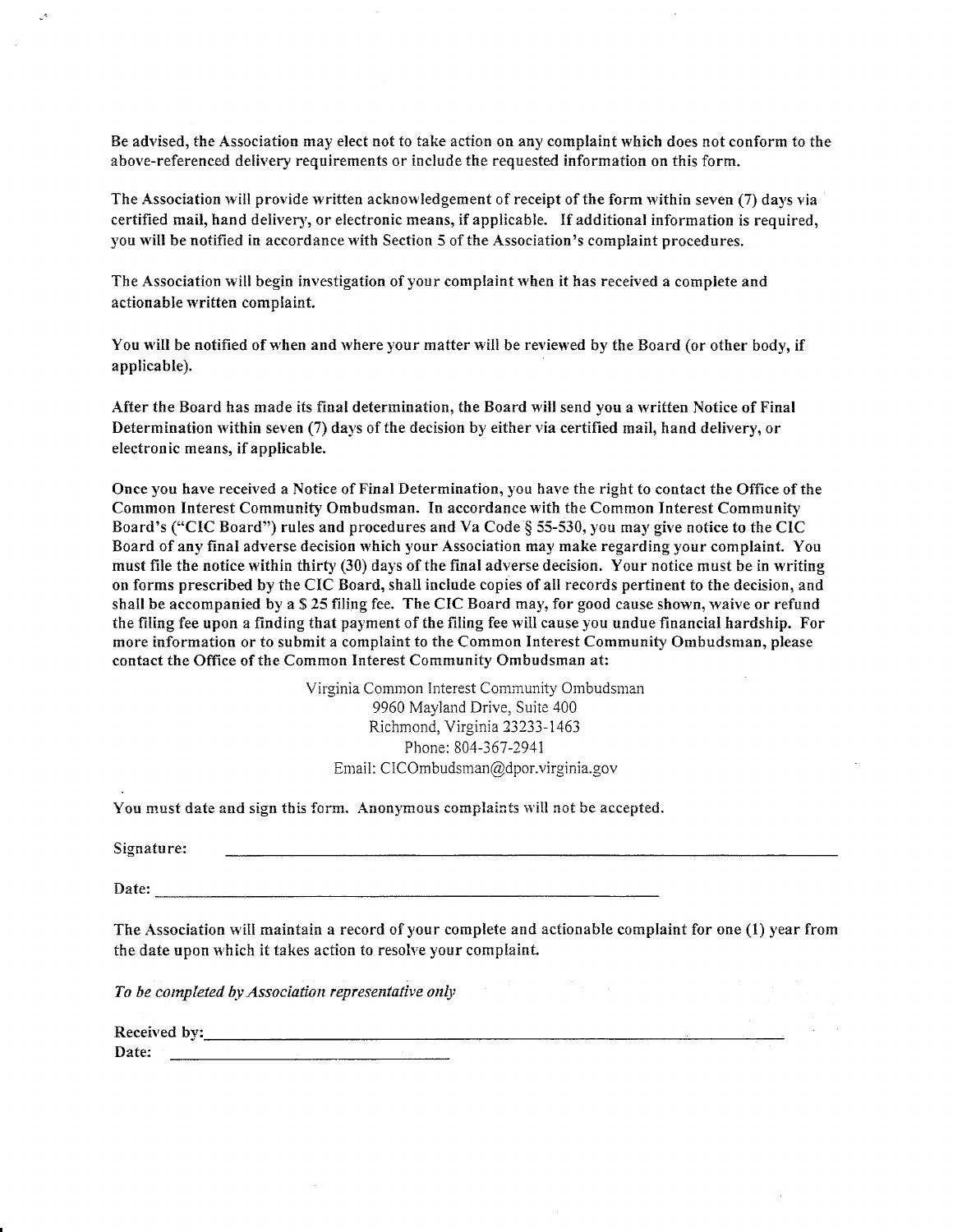Be advised, the Association may elect not to take action on any complaint which does not conform to the above-referenced delivery requirements or include the requested information on this form.

The Association will provide written acknowledgement of receipt of the form within seven (7) days via certified mail, hand delivery, or electronic means, if applicable. If additional information is required, you will be notified in accordance with Section 5 of the Association's complaint procedures.

The Association will begin investigation of your complaint when it has received a complete and actionable written complaint.

You will be notified of when and where your matter will be reviewed by the Board (or other body, if applicable).

After the Board has made its final determination, the Board will send you a written Notice of Final Determination within seven (7) days of the decision by either via certified mail, hand delivery, or electronic means, if applicable.

**Once you have received a Notice of Final Determination, you have the right to contact the Office of the Common Interest Community Ombudsman. In accordance with the Common Interest Community Board's ("CIC Board") rules and procedures and Va Code § 55-530, you may give notice to the CIC Board of any final adverse decision which your Association may make regarding your complaint. You must file the notice within thirty (30) days of the final adverse decision. Your notice must be in writing on forms prescribed by the CIC Board, shall include copies of all records pertinent to the decision, and shall be accompanied by a $ 25 filing fee. The CIC Board may, for good cause shown, waive or refund the filing fee upon a finding that payment of the filing fee will cause you undue financial hardship. For more information or to submit a complaint to the Common Interest Community Ombudsman, please contact the Office of the Common Interest Community Ombudsman at:**

Virginia Common Interest Community Ombudsman
9960 Mayland Drive, Suite 400
Richmond, Virginia 23233-1463
Phone: 804-367-2941
Email: CICOmbudsman@dpor.virginia.gov

You must date and sign this form. Anonymous complaints will not be accepted.

Signature: ______________________________

Date: ______________________________

The Association will maintain a record of your complete and actionable complaint for one (1) year from the date upon which it takes action to resolve your complaint.

*To be completed by Association representative only*

Received by: ______________________________

Date: ______________________________